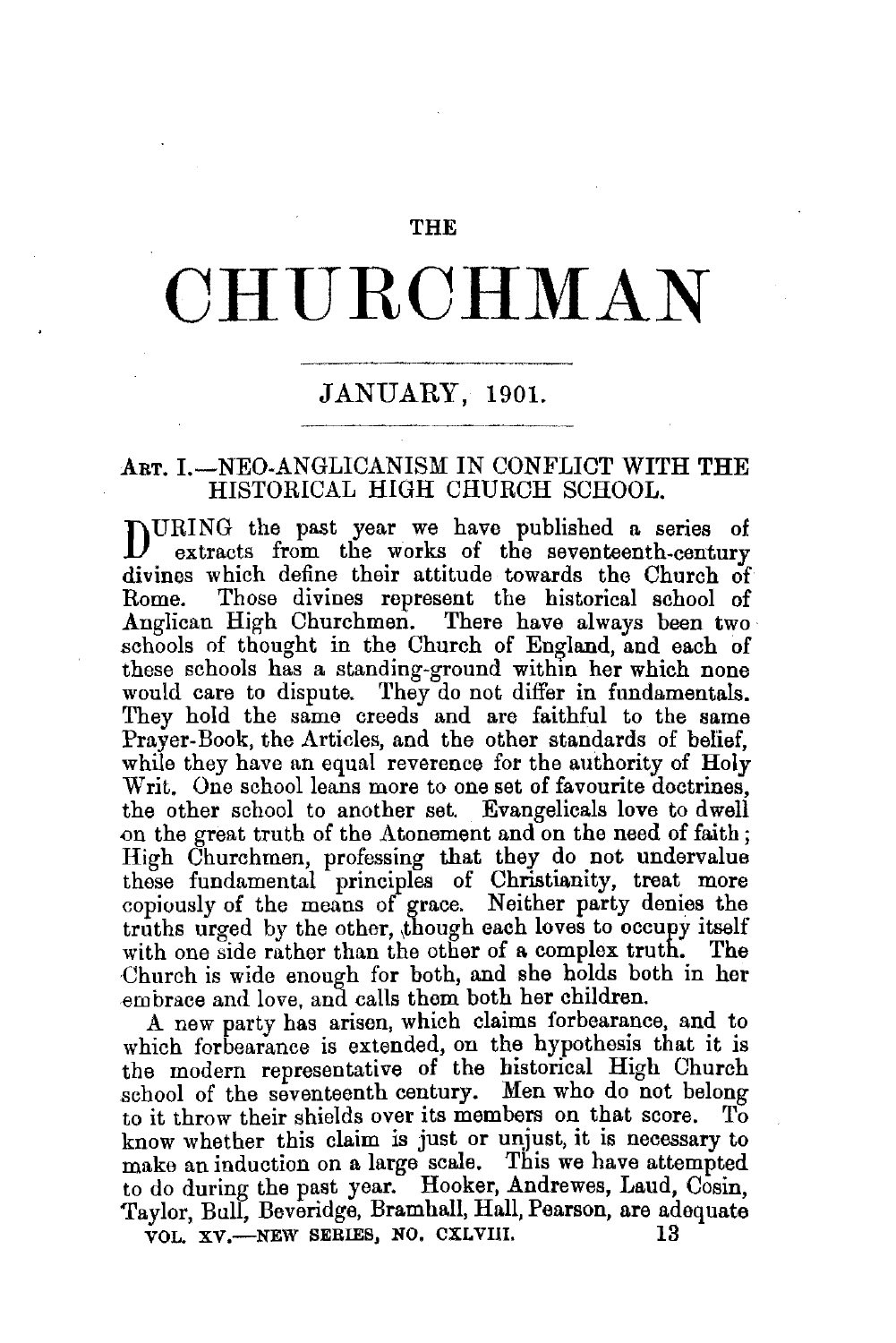# THE CHURCHMAN

## JANUARY, 1901.

### ART. I.—NEO-ANGLICANISM IN CONFLICT WITH THE HISTORICAL HIGH CHURCH SCHOOL.

DURING the past year we have published a series of extracts from the works of the seventeenth-century divines which define their attitude towards the Church of Rome. Those divines represent the historical school of Anglican High Churchmen. There have always been two schools of thought in the Church of England, and each of these schools has a standing-ground within her which none would care to dispute. They do not differ in fundamentals. They hold the same creeds and are faithful to the same Prayer-Book, the Articles, and the other standards of belief, while they have an equal reverence for the authority of Holy Writ. One school leans more to one set of favourite doctrines, the other school to another set. Evangelicals love to dwell on the great truth of the Atonement and on the need of faith; High Churchmen, professing that they do not undervalue these fundamental principles of Christianity, treat more copiously of the means of grace. Neither party denies the truths urged by the other, though each loves to occupy itself with one side rather than the other of a complex truth. The Church is wide enough for both, and she holds both in her embrace and love, and calls them both her children.

A new party has arisen, which claims forbearance, and to which forbearance is extended, on the hypothesis that it is the modern representative of the historical High Church school of the seventeenth century. Men who do not belong to it throw their shields over its members on that score. To know whether this claim is just or unjust, it is necessary to make an induction on a large scale. This we have attempted to do during the past year. Hooker, Andrewes, Laud, Cosin, Taylor, Bull, Beveridge, Bramhall, Hall, Pearson, are adequate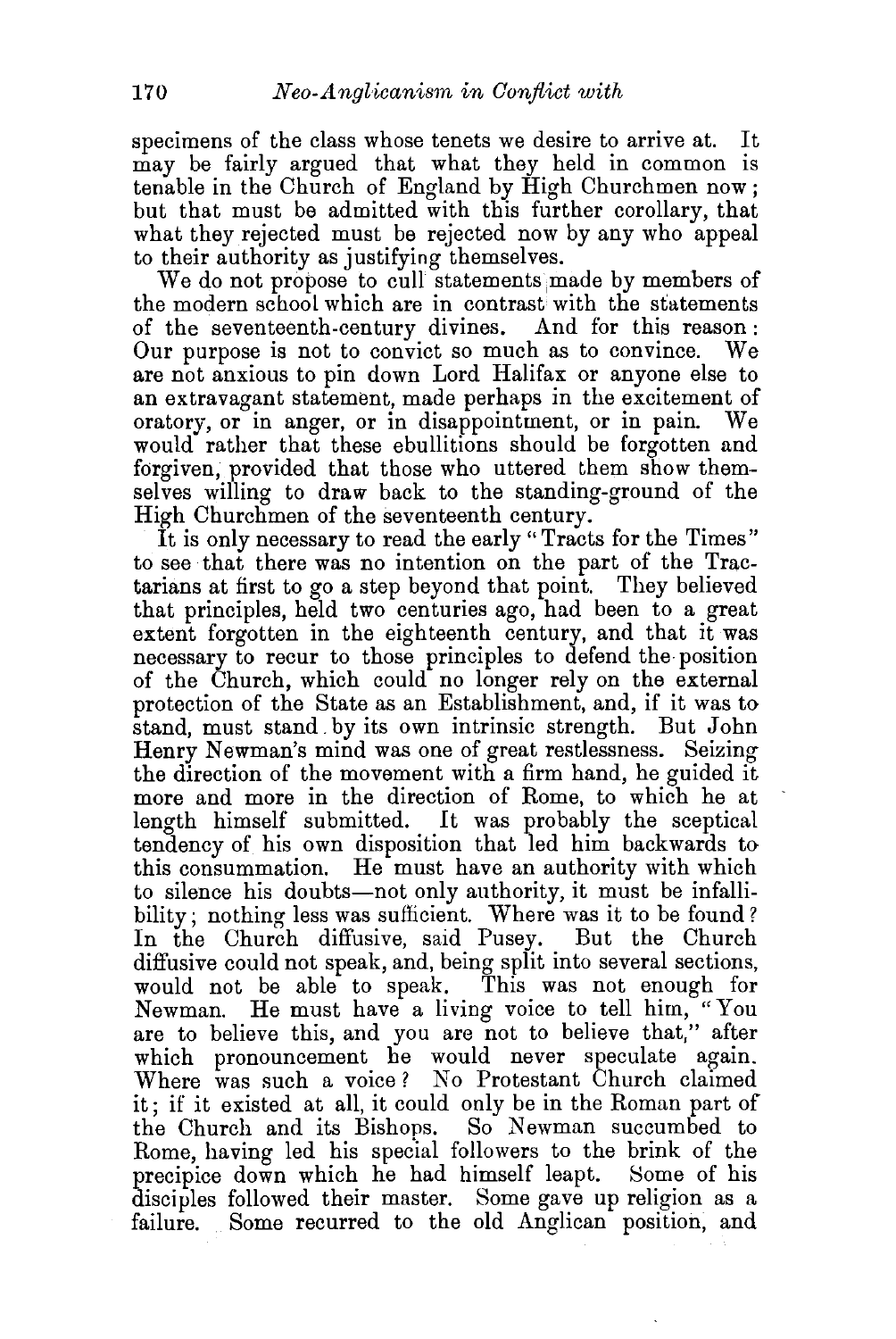specimens of the class whose tenets we desire to arrive at. It may be fairly argued that what they held in common is tenable in the Church of England by High Churchmen now; but that must be admitted with this further corollary, that what they rejected must be rejected now by any who appeal to their authority as justifying themselves.

We do not propose to cull statements made by members of the modern school which are in contrast with the statements of the seventeenth-century divines. And for this reason: Our purpose is not to convict so much as to convince. We are not anxious to pin down Lord Halifax or anyone else to an extravagant statement, made perhaps in the excitement of oratory, or in anger, or in disappointment, or in pain. We would rather that these ebullitions should be forgotten and forgiven, provided that those who uttered them show themselves willing to draw back to the standing-ground of the High Churchmen of the seventeenth century.

It is only necessary to read the early "Tracts for the Times" to see that there was no intention on the part of the Tractarians at first to go a step beyond that point. They believed that principles, held two centuries ago, had been to a great extent forgotten in the eighteenth century, and that it was necessary to recur to those principles to defend the position of the Church, which could no longer rely on the external protection of the State as an Establishment, and, if it was to stand, must stand by its own intrinsic strength. But John Henry Newman's mind was one of great restlessness. Seizing the direction of the movement with a firm hand, he guided it more and more in the direction of Rome, to which he at length himself submitted. It was probably the sceptical tendency of his own disposition that led him backwards to this consummation. He must have an authority with which to silence his doubts—not only authority, it must be infallibility; nothing less was sufficient. Where was it to be found? In the Church diffusive, said Pusey. But the Church diffusive could not speak, and, being split into several sections, would not be able to speak. This was not enough for Newman. He must have a living voice to tell him, "You are to believe this, and you are not to believe that," after which pronouncement he would never speculate again. Where was such a voice? No Protestant Church claimed it; if it existed at all, it could only be in the Roman part of the Church and its Bishops. So Newman succumbed to Rome, having led his special followers to the brink of the precipice down which he had himself leapt. Some of his disciples followed their master. Some gave up religion as a failure. Some recurred to the old Anglican position, and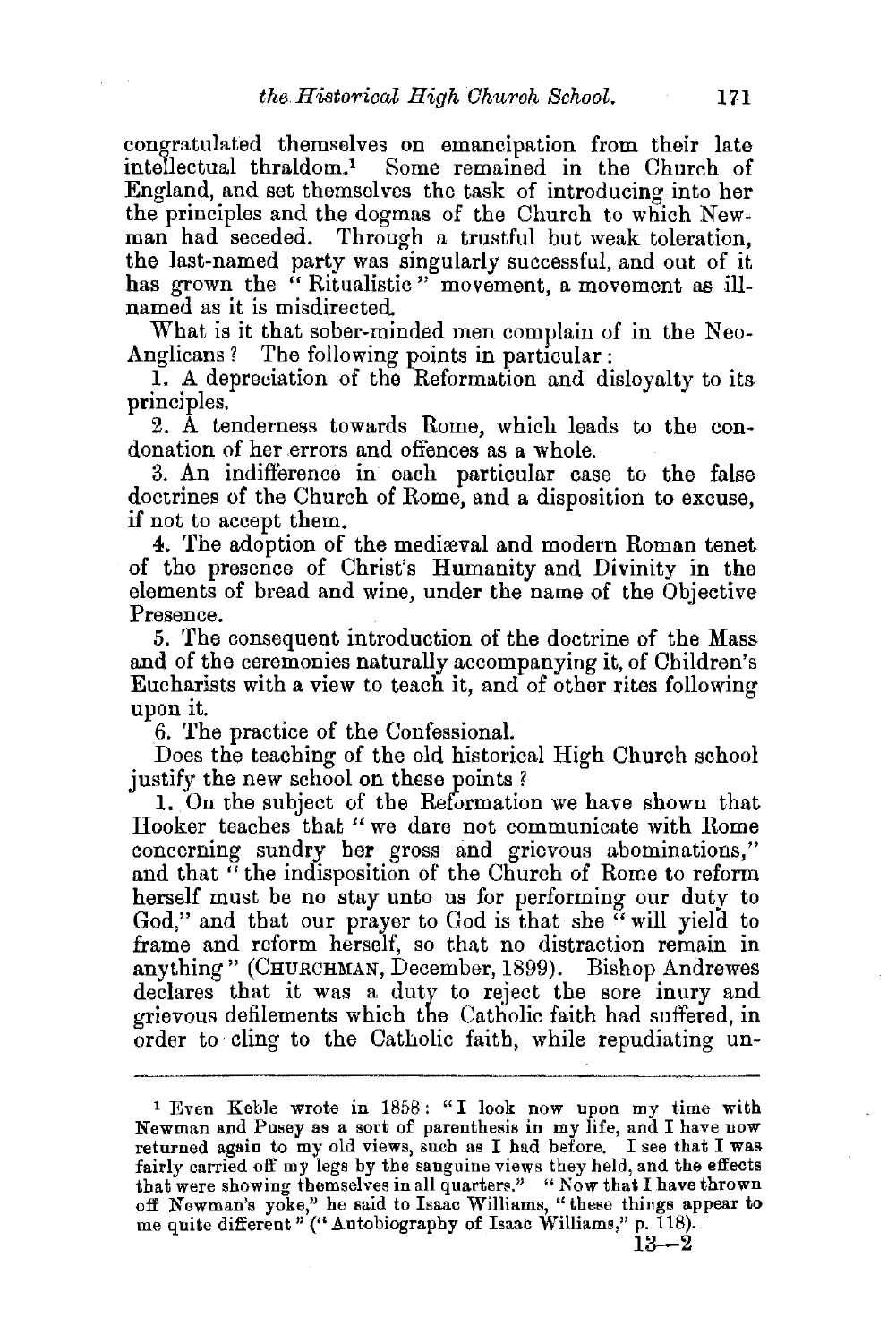congratulated themselves on emancipation from their late intellectual thraldom.[1] Some remained in the Church of England, and set themselves the task of introducing into her the principles and the dogmas of the Church to which Newman had seceded. Through a trustful but weak toleration, the last-named party was singularly successful, and out of it has grown the "Ritualistic" movement, a movement as ill-named as it is misdirected.

What is it that sober-minded men complain of in the Neo-Anglicans? The following points in particular:

1. A depreciation of the Reformation and disloyalty to its principles.

2. A tenderness towards Rome, which leads to the condonation of her errors and offences as a whole.

3. An indifference in each particular case to the false doctrines of the Church of Rome, and a disposition to excuse, if not to accept them.

4. The adoption of the mediæval and modern Roman tenet of the presence of Christ's Humanity and Divinity in the elements of bread and wine, under the name of the Objective Presence.

5. The consequent introduction of the doctrine of the Mass and of the ceremonies naturally accompanying it, of Children's Eucharists with a view to teach it, and of other rites following upon it.

6. The practice of the Confessional.

Does the teaching of the old historical High Church school justify the new school on these points?

1. On the subject of the Reformation we have shown that Hooker teaches that "we dare not communicate with Rome concerning sundry her gross and grievous abominations," and that "the indisposition of the Church of Rome to reform herself must be no stay unto us for performing our duty to God," and that our prayer to God is that she "will yield to frame and reform herself, so that no distraction remain in anything" (CHURCHMAN, December, 1899). Bishop Andrewes declares that it was a duty to reject the sore inury and grievous defilements which the Catholic faith had suffered, in order to cling to the Catholic faith, while repudiating un-

---

[1] Even Keble wrote in 1858: "I look now upon my time with Newman and Pusey as a sort of parenthesis in my life, and I have now returned again to my old views, such as I had before. I see that I was fairly carried off my legs by the sanguine views they held, and the effects that were showing themselves in all quarters." "Now that I have thrown off Newman's yoke," he said to Isaac Williams, "these things appear to me quite different" ("Autobiography of Isaac Williams," p. 118).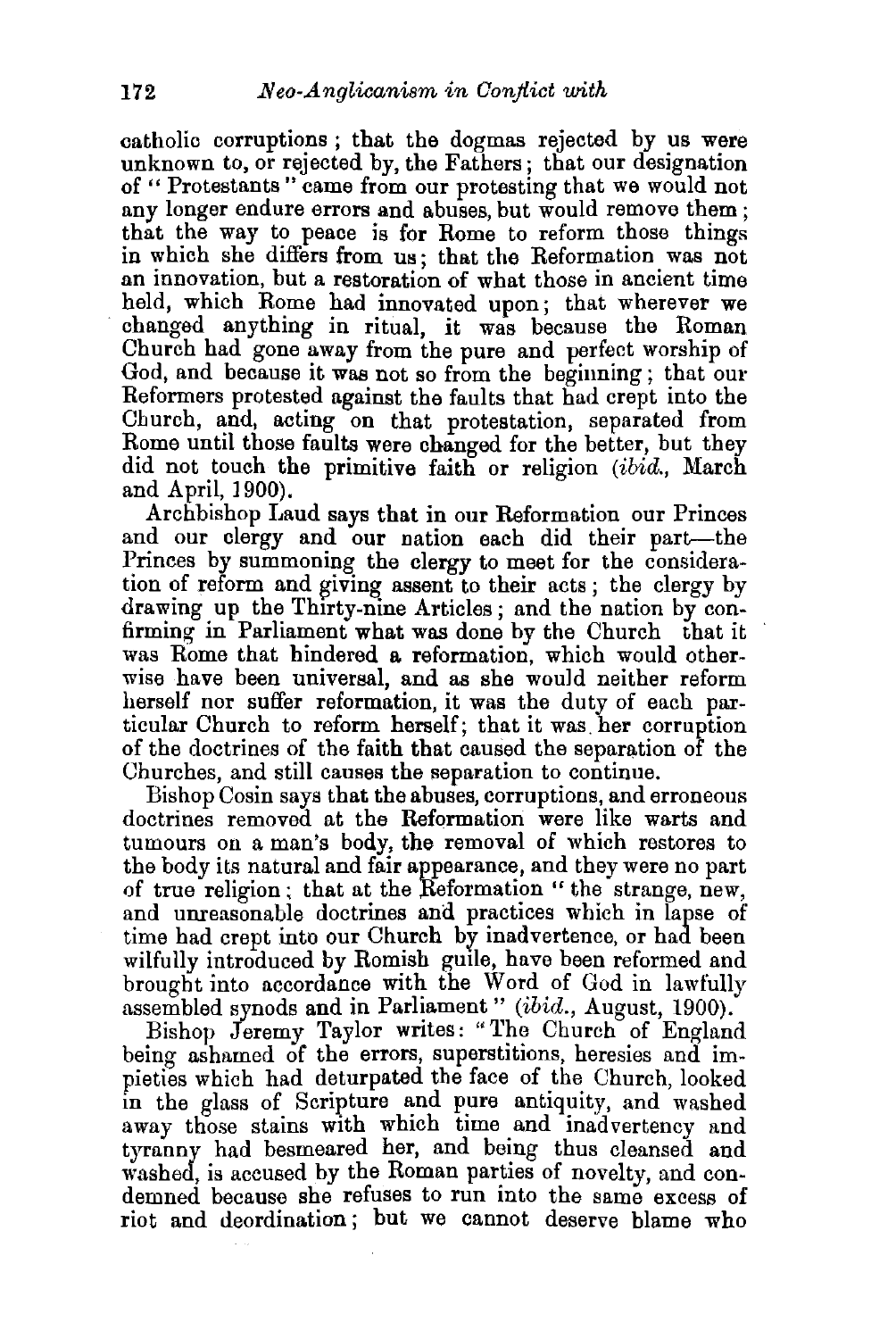catholic corruptions; that the dogmas rejected by us were unknown to, or rejected by, the Fathers; that our designation of "Protestants" came from our protesting that we would not any longer endure errors and abuses, but would remove them; that the way to peace is for Rome to reform those things in which she differs from us; that the Reformation was not an innovation, but a restoration of what those in ancient time held, which Rome had innovated upon; that wherever we changed anything in ritual, it was because the Roman Church had gone away from the pure and perfect worship of God, and because it was not so from the beginning; that our Reformers protested against the faults that had crept into the Church, and, acting on that protestation, separated from Rome until those faults were changed for the better, but they did not touch the primitive faith or religion (*ibid.*, March and April, 1900).

Archbishop Laud says that in our Reformation our Princes and our clergy and our nation each did their part—the Princes by summoning the clergy to meet for the consideration of reform and giving assent to their acts; the clergy by drawing up the Thirty-nine Articles; and the nation by confirming in Parliament what was done by the Church that it was Rome that hindered a reformation, which would otherwise have been universal, and as she would neither reform herself nor suffer reformation, it was the duty of each particular Church to reform herself; that it was her corruption of the doctrines of the faith that caused the separation of the Churches, and still causes the separation to continue.

Bishop Cosin says that the abuses, corruptions, and erroneous doctrines removed at the Reformation were like warts and tumours on a man's body, the removal of which restores to the body its natural and fair appearance, and they were no part of true religion; that at the Reformation "the strange, new, and unreasonable doctrines and practices which in lapse of time had crept into our Church by inadvertence, or had been wilfully introduced by Romish guile, have been reformed and brought into accordance with the Word of God in lawfully assembled synods and in Parliament" (*ibid.*, August, 1900).

Bishop Jeremy Taylor writes: "The Church of England being ashamed of the errors, superstitions, heresies and impieties which had deturpated the face of the Church, looked in the glass of Scripture and pure antiquity, and washed away those stains with which time and inadvertency and tyranny had besmeared her, and being thus cleansed and washed, is accused by the Roman parties of novelty, and condemned because she refuses to run into the same excess of riot and deordination; but we cannot deserve blame who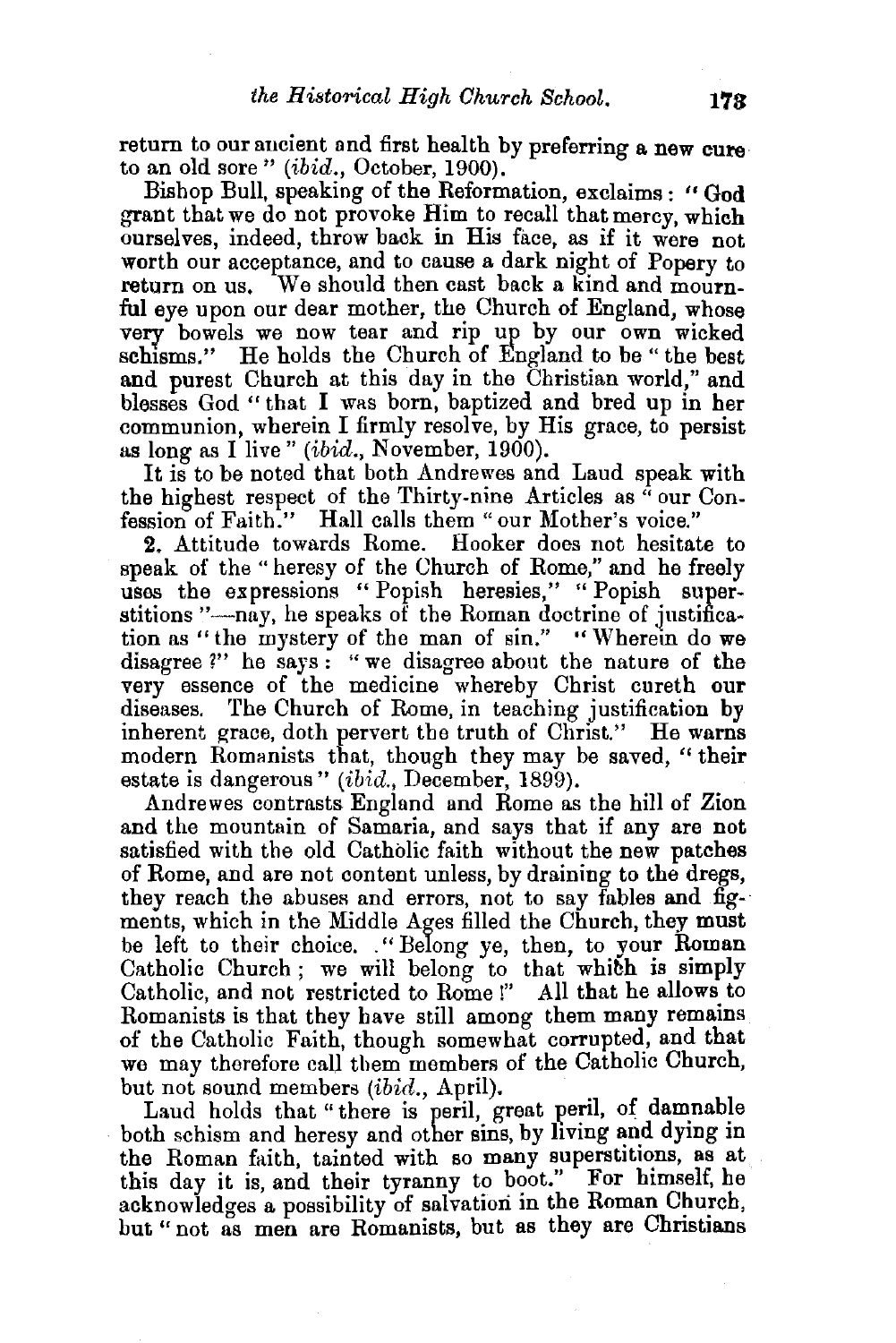return to our ancient and first health by preferring a new cure to an old sore" (*ibid.*, October, 1900).

Bishop Bull, speaking of the Reformation, exclaims: "God grant that we do not provoke Him to recall that mercy, which ourselves, indeed, throw back in His face, as if it were not worth our acceptance, and to cause a dark night of Popery to return on us. We should then cast back a kind and mournful eye upon our dear mother, the Church of England, whose very bowels we now tear and rip up by our own wicked schisms." He holds the Church of England to be "the best and purest Church at this day in the Christian world," and blesses God "that I was born, baptized and bred up in her communion, wherein I firmly resolve, by His grace, to persist as long as I live" (*ibid.*, November, 1900).

It is to be noted that both Andrewes and Laud speak with the highest respect of the Thirty-nine Articles as "our Confession of Faith." Hall calls them "our Mother's voice."

2. Attitude towards Rome. Hooker does not hesitate to speak of the "heresy of the Church of Rome," and he freely uses the expressions "Popish heresies," "Popish superstitions"—nay, he speaks of the Roman doctrine of justification as "the mystery of the man of sin." "Wherein do we disagree?" he says: "we disagree about the nature of the very essence of the medicine whereby Christ cureth our diseases. The Church of Rome, in teaching justification by inherent grace, doth pervert the truth of Christ." He warns modern Romanists that, though they may be saved, "their estate is dangerous" (*ibid.*, December, 1899).

Andrewes contrasts England and Rome as the hill of Zion and the mountain of Samaria, and says that if any are not satisfied with the old Catholic faith without the new patches of Rome, and are not content unless, by draining to the dregs, they reach the abuses and errors, not to say fables and figments, which in the Middle Ages filled the Church, they must be left to their choice. "Belong ye, then, to your Roman Catholic Church; we will belong to that which is simply Catholic, and not restricted to Rome!" All that he allows to Romanists is that they have still among them many remains of the Catholic Faith, though somewhat corrupted, and that we may therefore call them members of the Catholic Church, but not sound members (*ibid.*, April).

Laud holds that "there is peril, great peril, of damnable both schism and heresy and other sins, by living and dying in the Roman faith, tainted with so many superstitions, as at this day it is, and their tyranny to boot." For himself, he acknowledges a possibility of salvation in the Roman Church, but "not as men are Romanists, but as they are Christians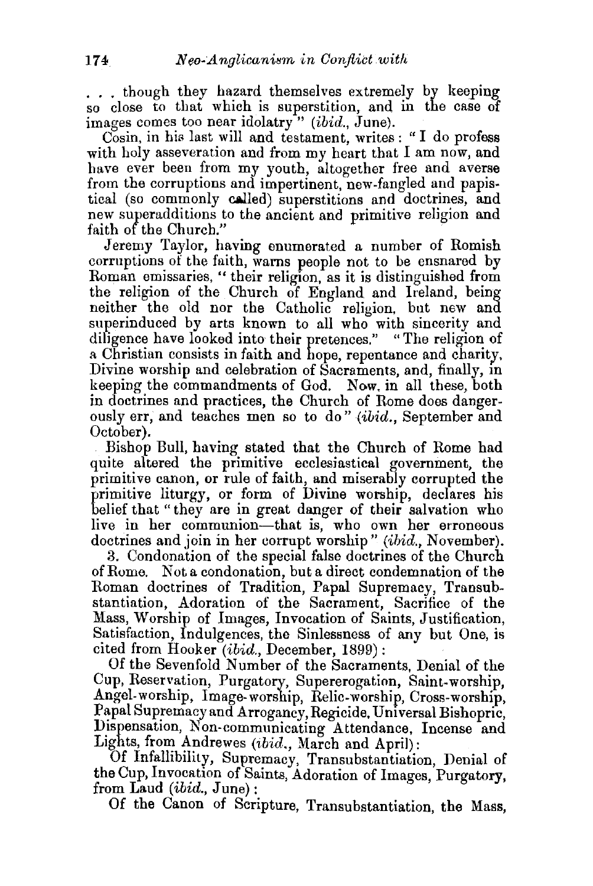. . . though they hazard themselves extremely by keeping so close to that which is superstition, and in the case of images comes too near idolatry" (*ibid.*, June).

Cosin, in his last will and testament, writes: "I do profess with holy asseveration and from my heart that I am now, and have ever been from my youth, altogether free and averse from the corruptions and impertinent, new-fangled and papistical (so commonly called) superstitions and doctrines, and new superadditions to the ancient and primitive religion and faith of the Church."

Jeremy Taylor, having enumerated a number of Romish corruptions of the faith, warns people not to be ensnared by Roman emissaries, "their religion, as it is distinguished from the religion of the Church of England and Ireland, being neither the old nor the Catholic religion, but new and superinduced by arts known to all who with sincerity and diligence have looked into their pretences." "The religion of a Christian consists in faith and hope, repentance and charity, Divine worship and celebration of Sacraments, and, finally, in keeping the commandments of God. Now, in all these, both in doctrines and practices, the Church of Rome does dangerously err, and teaches men so to do" (*ibid.*, September and October).

Bishop Bull, having stated that the Church of Rome had quite altered the primitive ecclesiastical government, the primitive canon, or rule of faith, and miserably corrupted the primitive liturgy, or form of Divine worship, declares his belief that "they are in great danger of their salvation who live in her communion—that is, who own her erroneous doctrines and join in her corrupt worship" (*ibid.*, November).

3. Condonation of the special false doctrines of the Church of Rome. Not a condonation, but a direct condemnation of the Roman doctrines of Tradition, Papal Supremacy, Transubstantiation, Adoration of the Sacrament, Sacrifice of the Mass, Worship of Images, Invocation of Saints, Justification, Satisfaction, Indulgences, the Sinlessness of any but One, is cited from Hooker (*ibid.*, December, 1899):

Of the Sevenfold Number of the Sacraments, Denial of the Cup, Reservation, Purgatory, Supererogation, Saint-worship, Angel-worship, Image-worship, Relic-worship, Cross-worship, Papal Supremacy and Arrogancy, Regicide, Universal Bishopric, Dispensation, Non-communicating Attendance, Incense and Lights, from Andrewes (*ibid.*, March and April):

Of Infallibility, Supremacy, Transubstantiation, Denial of the Cup, Invocation of Saints, Adoration of Images, Purgatory, from Laud (*ibid.*, June):

Of the Canon of Scripture, Transubstantiation, the Mass,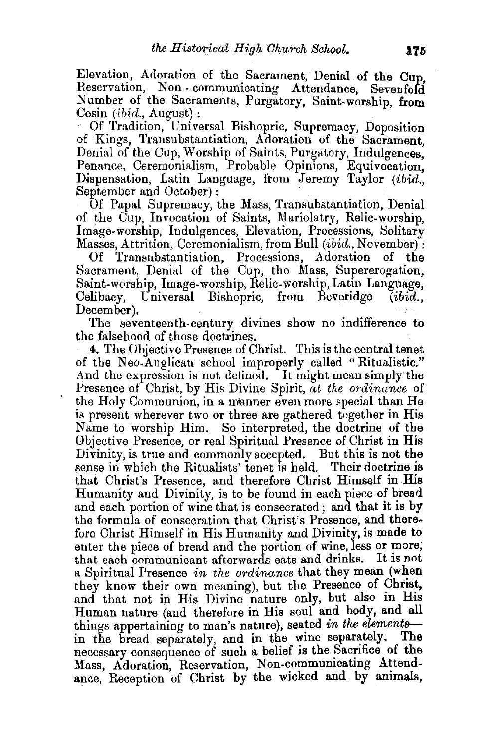Elevation, Adoration of the Sacrament, Denial of the Cup, Reservation, Non-communicating Attendance, Sevenfold Number of the Sacraments, Purgatory, Saint-worship, from Cosin (*ibid.*, August):

Of Tradition, Universal Bishopric, Supremacy, Deposition of Kings, Transubstantiation, Adoration of the Sacrament, Denial of the Cup, Worship of Saints, Purgatory, Indulgences, Penance, Ceremonialism, Probable Opinions, Equivocation, Dispensation, Latin Language, from Jeremy Taylor (*ibid.*, September and October):

Of Papal Supremacy, the Mass, Transubstantiation, Denial of the Cup, Invocation of Saints, Mariolatry, Relic-worship, Image-worship, Indulgences, Elevation, Processions, Solitary Masses, Attrition, Ceremonialism, from Bull (*ibid.*, November):

Of Transubstantiation, Processions, Adoration of the Sacrament, Denial of the Cup, the Mass, Supererogation, Saint-worship, Image-worship, Relic-worship, Latin Language, Celibacy, Universal Bishopric, from Beveridge (*ibid.*, December).

The seventeenth-century divines show no indifference to the falsehood of those doctrines.

4. The Objective Presence of Christ. This is the central tenet of the Neo-Anglican school improperly called "Ritualistic." And the expression is not defined. It might mean simply the Presence of Christ, by His Divine Spirit, *at the ordinance* of the Holy Communion, in a manner even more special than He is present wherever two or three are gathered together in His Name to worship Him. So interpreted, the doctrine of the Objective Presence, or real Spiritual Presence of Christ in His Divinity, is true and commonly accepted. But this is not the sense in which the Ritualists' tenet is held. Their doctrine is that Christ's Presence, and therefore Christ Himself in His Humanity and Divinity, is to be found in each piece of bread and each portion of wine that is consecrated; and that it is by the formula of consecration that Christ's Presence, and therefore Christ Himself in His Humanity and Divinity, is made to enter the piece of bread and the portion of wine, less or more, that each communicant afterwards eats and drinks. It is not a Spiritual Presence *in the ordinance* that they mean (when they know their own meaning), but the Presence of Christ, and that not in His Divine nature only, but also in His Human nature (and therefore in His soul and body, and all things appertaining to man's nature), seated *in the elements*—in the bread separately, and in the wine separately. The necessary consequence of such a belief is the Sacrifice of the Mass, Adoration, Reservation, Non-communicating Attendance, Reception of Christ by the wicked and by animals,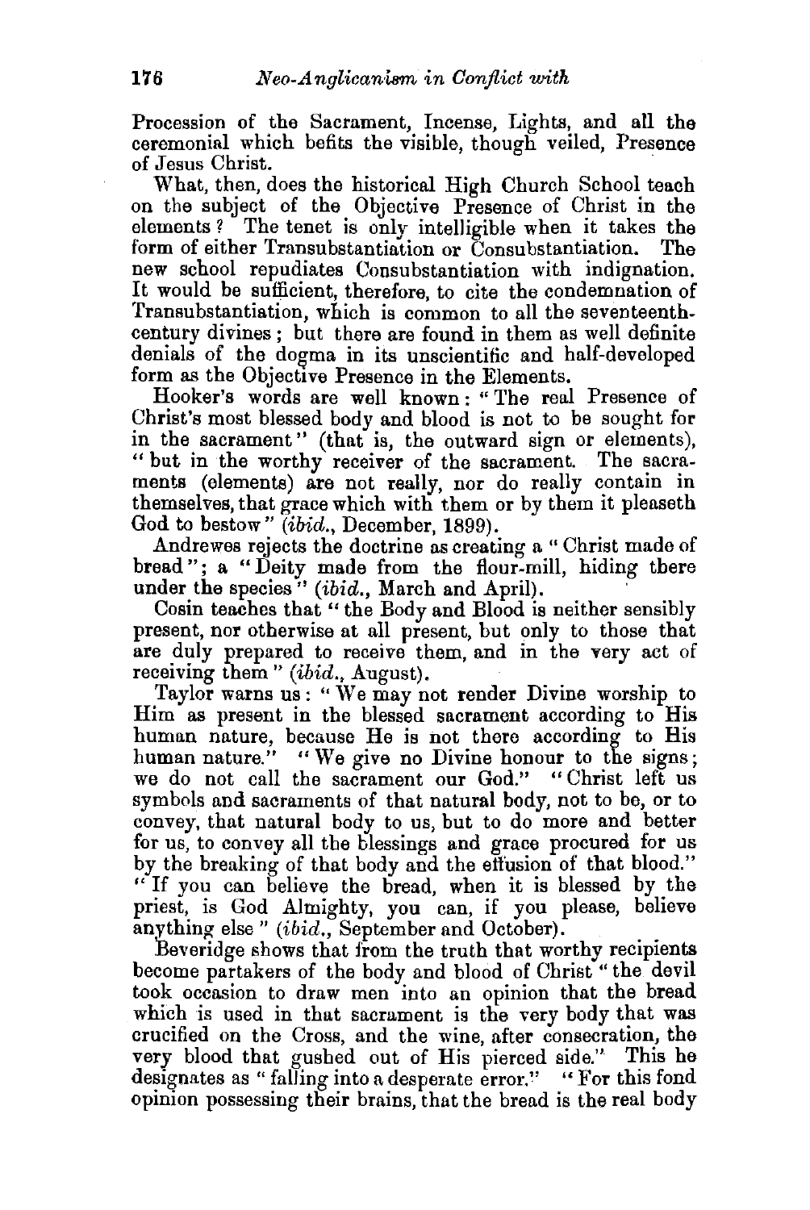Procession of the Sacrament, Incense, Lights, and all the ceremonial which befits the visible, though veiled, Presence of Jesus Christ.

What, then, does the historical High Church School teach on the subject of the Objective Presence of Christ in the elements? The tenet is only intelligible when it takes the form of either Transubstantiation or Consubstantiation. The new school repudiates Consubstantiation with indignation. It would be sufficient, therefore, to cite the condemnation of Transubstantiation, which is common to all the seventeenth-century divines; but there are found in them as well definite denials of the dogma in its unscientific and half-developed form as the Objective Presence in the Elements.

Hooker's words are well known: "The real Presence of Christ's most blessed body and blood is not to be sought for in the sacrament" (that is, the outward sign or elements), "but in the worthy receiver of the sacrament. The sacraments (elements) are not really, nor do really contain in themselves, that grace which with them or by them it pleaseth God to bestow" (*ibid.*, December, 1899).

Andrewes rejects the doctrine as creating a "Christ made of bread"; a "Deity made from the flour-mill, hiding there under the species" (*ibid.*, March and April).

Cosin teaches that "the Body and Blood is neither sensibly present, nor otherwise at all present, but only to those that are duly prepared to receive them, and in the very act of receiving them" (*ibid.*, August).

Taylor warns us: "We may not render Divine worship to Him as present in the blessed sacrament according to His human nature, because He is not there according to His human nature." "We give no Divine honour to the signs; we do not call the sacrament our God." "Christ left us symbols and sacraments of that natural body, not to be, or to convey, that natural body to us, but to do more and better for us, to convey all the blessings and grace procured for us by the breaking of that body and the effusion of that blood." "If you can believe the bread, when it is blessed by the priest, is God Almighty, you can, if you please, believe anything else" (*ibid.*, September and October).

Beveridge shows that from the truth that worthy recipients become partakers of the body and blood of Christ "the devil took occasion to draw men into an opinion that the bread which is used in that sacrament is the very body that was crucified on the Cross, and the wine, after consecration, the very blood that gushed out of His pierced side." This he designates as "falling into a desperate error." "For this fond opinion possessing their brains, that the bread is the real body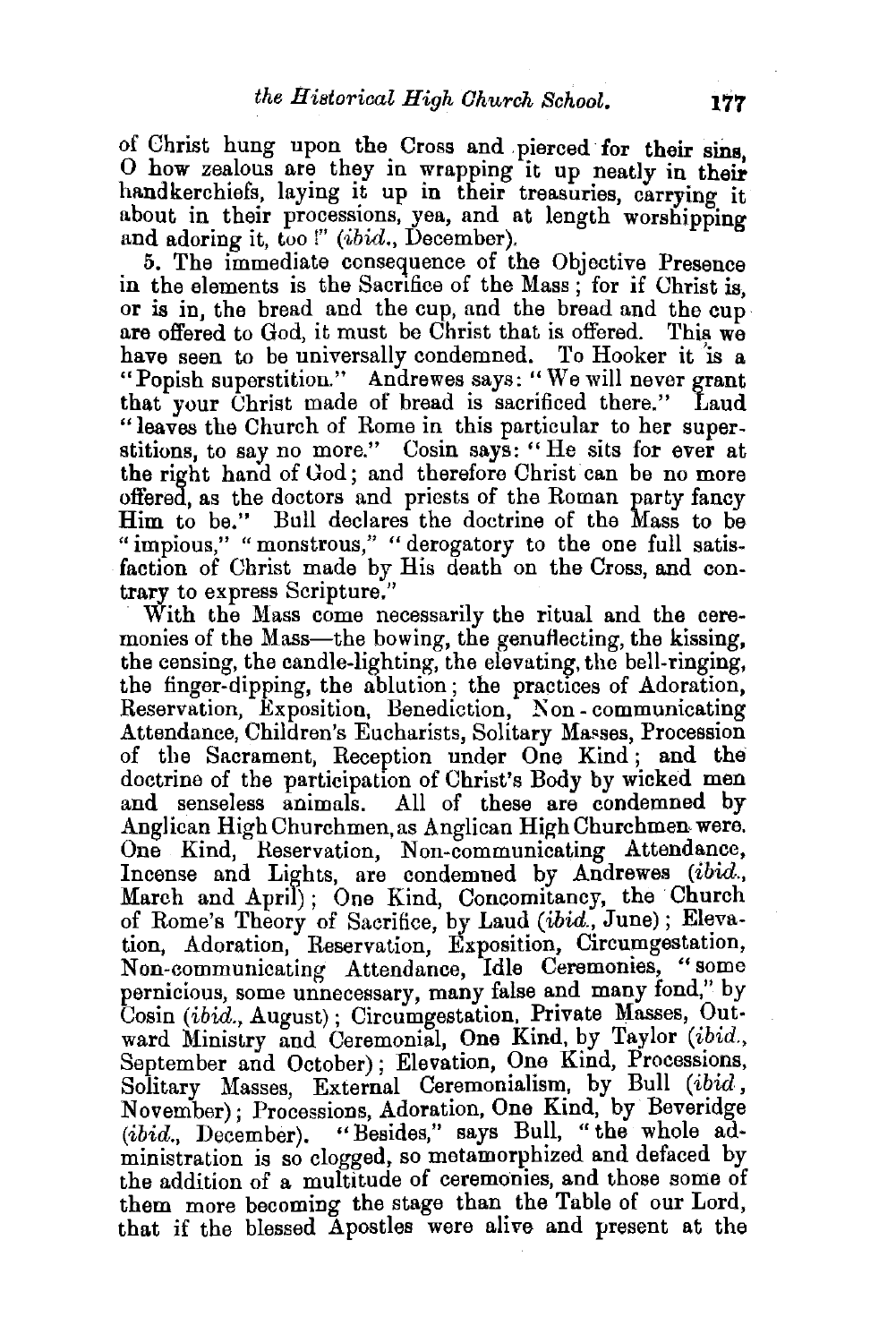of Christ hung upon the Cross and pierced for their sins, O how zealous are they in wrapping it up neatly in their handkerchiefs, laying it up in their treasuries, carrying it about in their processions, yea, and at length worshipping and adoring it, too!" (*ibid.*, December).

5. The immediate consequence of the Objective Presence in the elements is the Sacrifice of the Mass; for if Christ is, or is in, the bread and the cup, and the bread and the cup are offered to God, it must be Christ that is offered. This we have seen to be universally condemned. To Hooker it is a "Popish superstition." Andrewes says: "We will never grant that your Christ made of bread is sacrificed there." Laud "leaves the Church of Rome in this particular to her superstitions, to say no more." Cosin says: "He sits for ever at the right hand of God; and therefore Christ can be no more offered, as the doctors and priests of the Roman party fancy Him to be." Bull declares the doctrine of the Mass to be "impious," "monstrous," "derogatory to the one full satisfaction of Christ made by His death on the Cross, and contrary to express Scripture."

With the Mass come necessarily the ritual and the ceremonies of the Mass—the bowing, the genuflecting, the kissing, the censing, the candle-lighting, the elevating, the bell-ringing, the finger-dipping, the ablution; the practices of Adoration, Reservation, Exposition, Benediction, Non-communicating Attendance, Children's Eucharists, Solitary Masses, Procession of the Sacrament, Reception under One Kind; and the doctrine of the participation of Christ's Body by wicked men and senseless animals. All of these are condemned by Anglican High Churchmen, as Anglican High Churchmen were. One Kind, Reservation, Non-communicating Attendance, Incense and Lights, are condemned by Andrewes (*ibid.*, March and April); One Kind, Concomitancy, the Church of Rome's Theory of Sacrifice, by Laud (*ibid.*, June); Elevation, Adoration, Reservation, Exposition, Circumgestation, Non-communicating Attendance, Idle Ceremonies, "some pernicious, some unnecessary, many false and many fond," by Cosin (*ibid.*, August); Circumgestation, Private Masses, Outward Ministry and Ceremonial, One Kind, by Taylor (*ibid.*, September and October); Elevation, One Kind, Processions, Solitary Masses, External Ceremonialism, by Bull (*ibid.*, November); Processions, Adoration, One Kind, by Beveridge (*ibid.*, December). "Besides," says Bull, "the whole administration is so clogged, so metamorphized and defaced by the addition of a multitude of ceremonies, and those some of them more becoming the stage than the Table of our Lord, that if the blessed Apostles were alive and present at the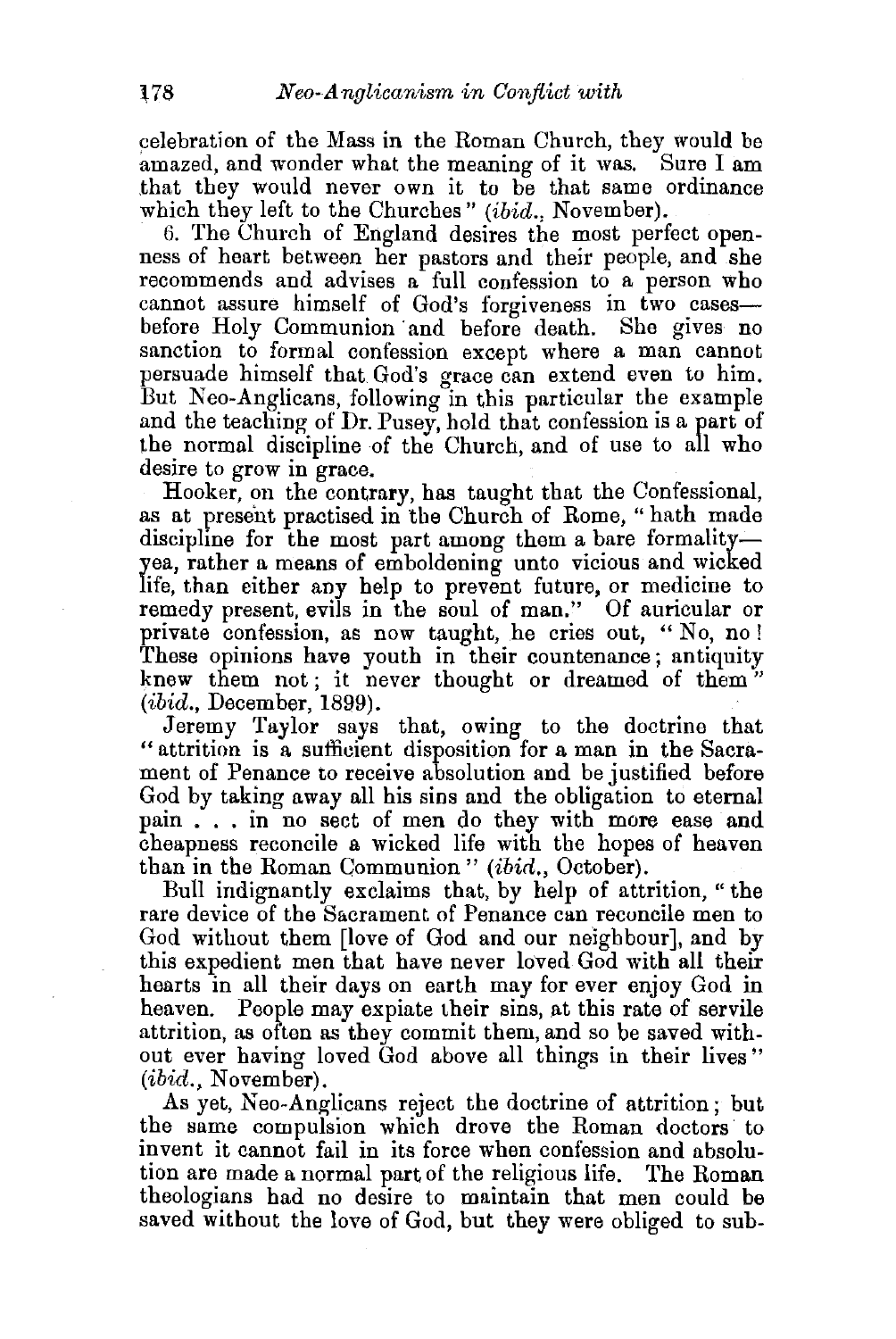celebration of the Mass in the Roman Church, they would be amazed, and wonder what the meaning of it was. Sure I am that they would never own it to be that same ordinance which they left to the Churches" (*ibid.*, November).

6. The Church of England desires the most perfect openness of heart between her pastors and their people, and she recommends and advises a full confession to a person who cannot assure himself of God's forgiveness in two cases—before Holy Communion and before death. She gives no sanction to formal confession except where a man cannot persuade himself that God's grace can extend even to him. But Neo-Anglicans, following in this particular the example and the teaching of Dr. Pusey, hold that confession is a part of the normal discipline of the Church, and of use to all who desire to grow in grace.

Hooker, on the contrary, has taught that the Confessional, as at present practised in the Church of Rome, "hath made discipline for the most part among them a bare formality—yea, rather a means of emboldening unto vicious and wicked life, than either any help to prevent future, or medicine to remedy present, evils in the soul of man." Of auricular or private confession, as now taught, he cries out, "No, no! These opinions have youth in their countenance; antiquity knew them not; it never thought or dreamed of them" (*ibid.*, December, 1899).

Jeremy Taylor says that, owing to the doctrine that "attrition is a sufficient disposition for a man in the Sacrament of Penance to receive absolution and be justified before God by taking away all his sins and the obligation to eternal pain . . . in no sect of men do they with more ease and cheapness reconcile a wicked life with the hopes of heaven than in the Roman Communion" (*ibid.*, October).

Bull indignantly exclaims that, by help of attrition, "the rare device of the Sacrament of Penance can reconcile men to God without them [love of God and our neighbour], and by this expedient men that have never loved God with all their hearts in all their days on earth may for ever enjoy God in heaven. People may expiate their sins, at this rate of servile attrition, as often as they commit them, and so be saved without ever having loved God above all things in their lives" (*ibid.*, November).

As yet, Neo-Anglicans reject the doctrine of attrition; but the same compulsion which drove the Roman doctors to invent it cannot fail in its force when confession and absolution are made a normal part of the religious life. The Roman theologians had no desire to maintain that men could be saved without the love of God, but they were obliged to sub-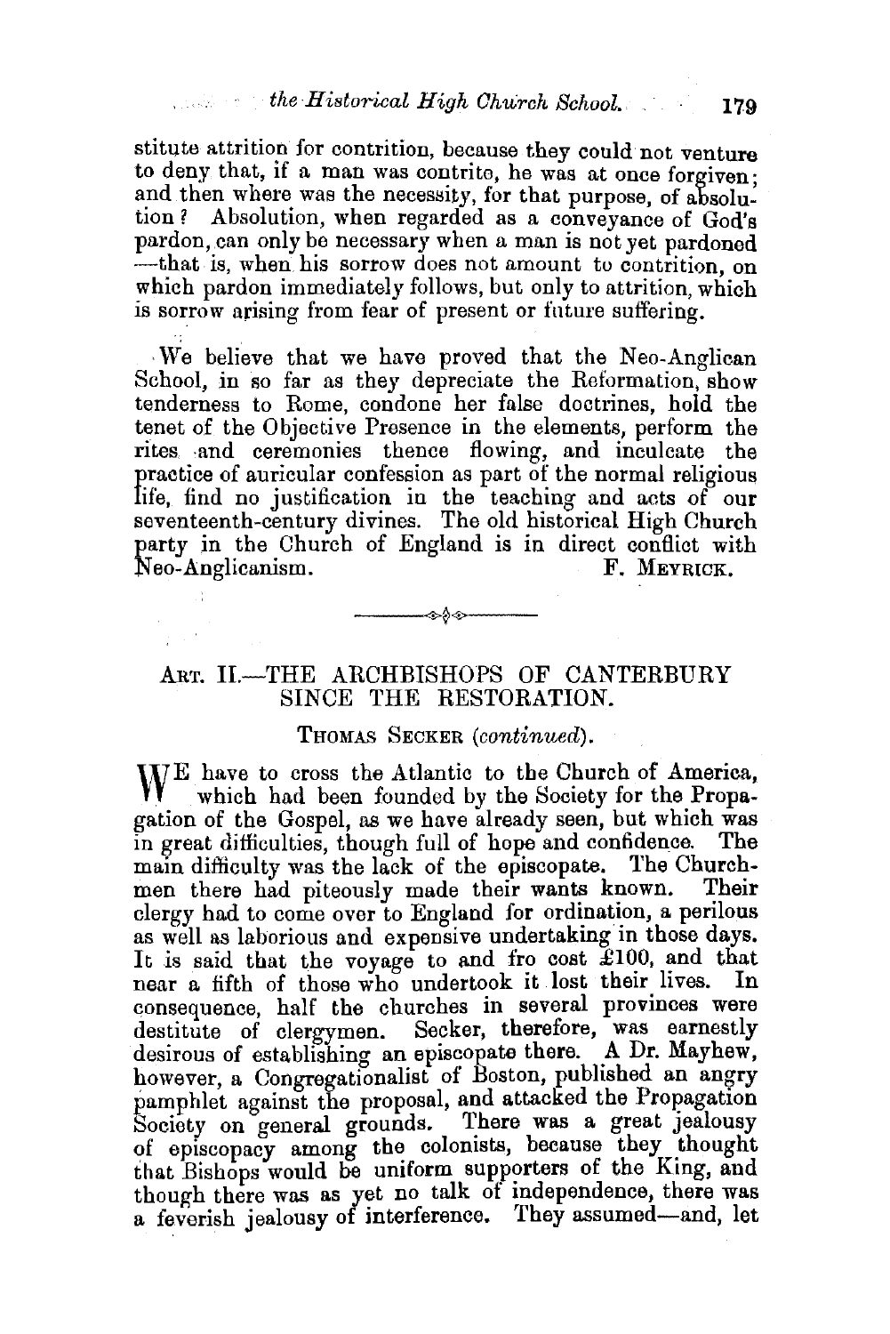stitute attrition for contrition, because they could not venture to deny that, if a man was contrite, he was at once forgiven; and then where was the necessity, for that purpose, of absolution? Absolution, when regarded as a conveyance of God's pardon, can only be necessary when a man is not yet pardoned—that is, when his sorrow does not amount to contrition, on which pardon immediately follows, but only to attrition, which is sorrow arising from fear of present or future suffering.

We believe that we have proved that the Neo-Anglican School, in so far as they depreciate the Reformation, show tenderness to Rome, condone her false doctrines, hold the tenet of the Objective Presence in the elements, perform the rites and ceremonies thence flowing, and inculcate the practice of auricular confession as part of the normal religious life, find no justification in the teaching and acts of our seventeenth-century divines. The old historical High Church party in the Church of England is in direct conflict with Neo-Anglicanism.

F. MEYRICK.

---

## ART. II.—THE ARCHBISHOPS OF CANTERBURY SINCE THE RESTORATION.

### THOMAS SECKER (*continued*).

WE have to cross the Atlantic to the Church of America, which had been founded by the Society for the Propagation of the Gospel, as we have already seen, but which was in great difficulties, though full of hope and confidence. The main difficulty was the lack of the episcopate. The Churchmen there had piteously made their wants known. Their clergy had to come over to England for ordination, a perilous as well as laborious and expensive undertaking in those days. It is said that the voyage to and fro cost £100, and that near a fifth of those who undertook it lost their lives. In consequence, half the churches in several provinces were destitute of clergymen. Secker, therefore, was earnestly desirous of establishing an episcopate there. A Dr. Mayhew, however, a Congregationalist of Boston, published an angry pamphlet against the proposal, and attacked the Propagation Society on general grounds. There was a great jealousy of episcopacy among the colonists, because they thought that Bishops would be uniform supporters of the King, and though there was as yet no talk of independence, there was a feverish jealousy of interference. They assumed—and, let